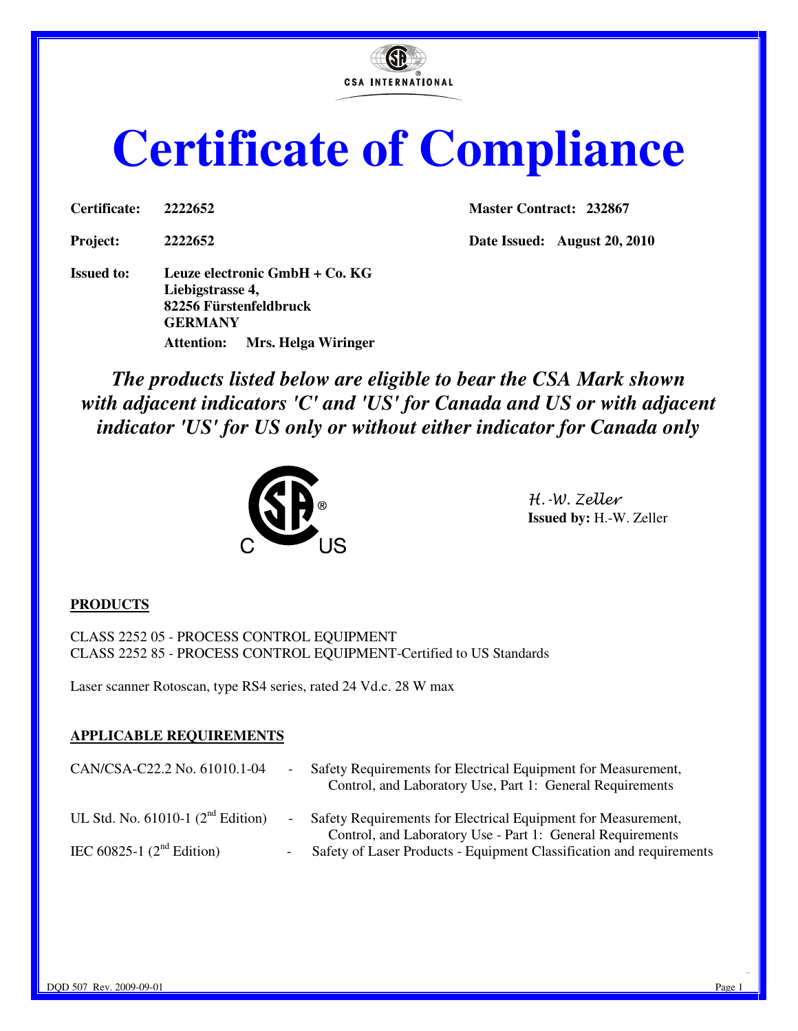CSA INTERNATIONAL

# Certificate of Compliance

**Certificate:** **2222652** **Master Contract:** **232867**

**Project:** **2222652** **Date Issued:** **August 20, 2010**

**Issued to:** **Leuze electronic GmbH + Co. KG**
**Liebigstrasse 4,**
**82256 Fürstenfeldbruck**
**GERMANY**
**Attention:** **Mrs. Helga Wiringer**

***The products listed below are eligible to bear the CSA Mark shown with adjacent indicators 'C' and 'US' for Canada and US or with adjacent indicator 'US' for US only or without either indicator for Canada only***

H.-W. Zeller
**Issued by:** H.-W. Zeller

**PRODUCTS**

CLASS 2252 05 - PROCESS CONTROL EQUIPMENT
CLASS 2252 85 - PROCESS CONTROL EQUIPMENT-Certified to US Standards

Laser scanner Rotoscan, type RS4 series, rated 24 Vd.c. 28 W max

**APPLICABLE REQUIREMENTS**

| | | |
|---|---|---|
| CAN/CSA-C22.2 No. 61010.1-04 | - | Safety Requirements for Electrical Equipment for Measurement, Control, and Laboratory Use, Part 1: General Requirements |
| UL Std. No. 61010-1 (2nd Edition) | - | Safety Requirements for Electrical Equipment for Measurement, Control, and Laboratory Use - Part 1: General Requirements |
| IEC 60825-1 (2nd Edition) | - | Safety of Laser Products - Equipment Classification and requirements |

DQD 507 Rev. 2009-09-01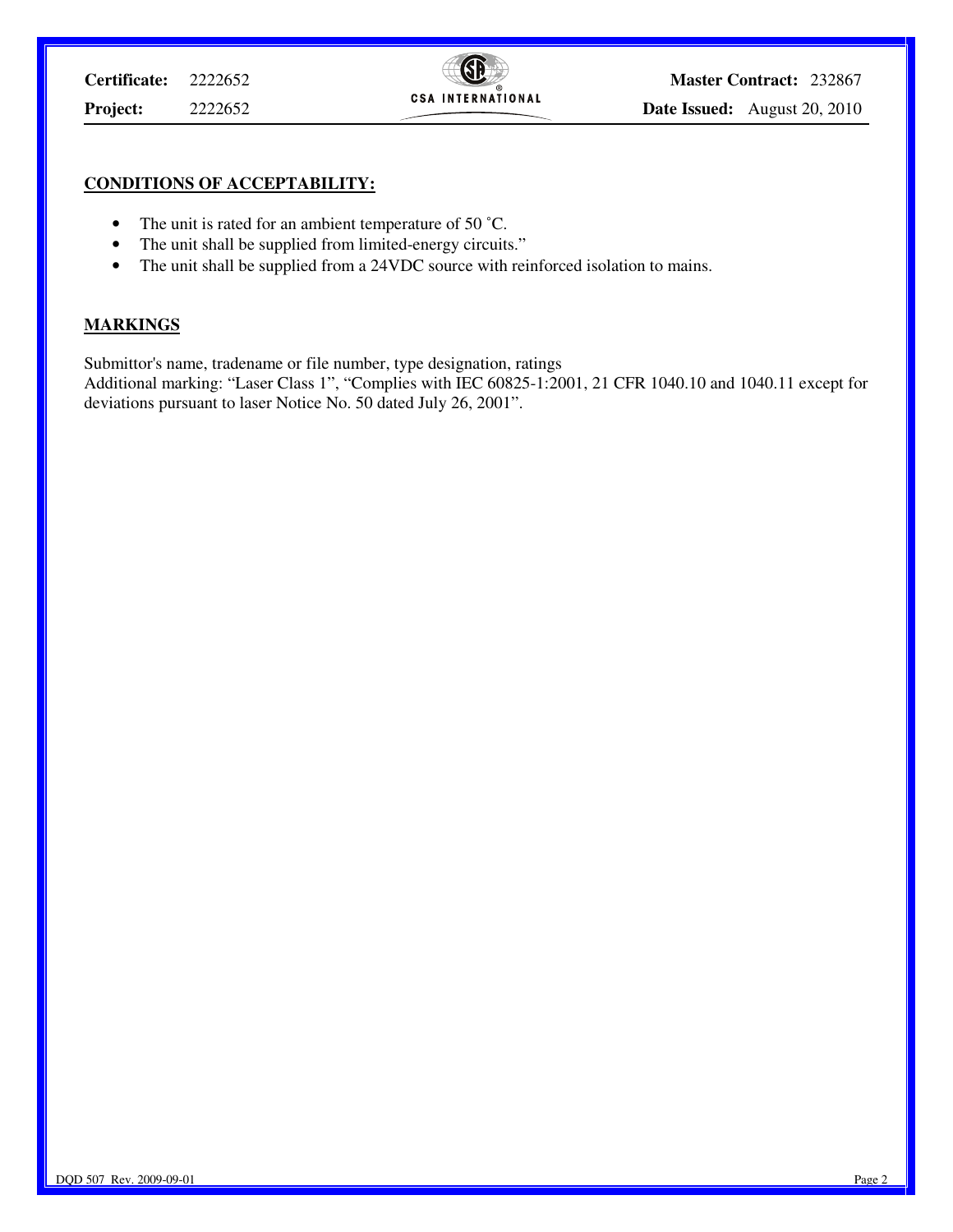## CONDITIONS OF ACCEPTABILITY:

- The unit is rated for an ambient temperature of 50 ˚C.
- The unit shall be supplied from limited-energy circuits."
- The unit shall be supplied from a 24VDC source with reinforced isolation to mains.

## MARKINGS

Submittor's name, tradename or file number, type designation, ratings
Additional marking: "Laser Class 1", "Complies with IEC 60825-1:2001, 21 CFR 1040.10 and 1040.11 except for deviations pursuant to laser Notice No. 50 dated July 26, 2001".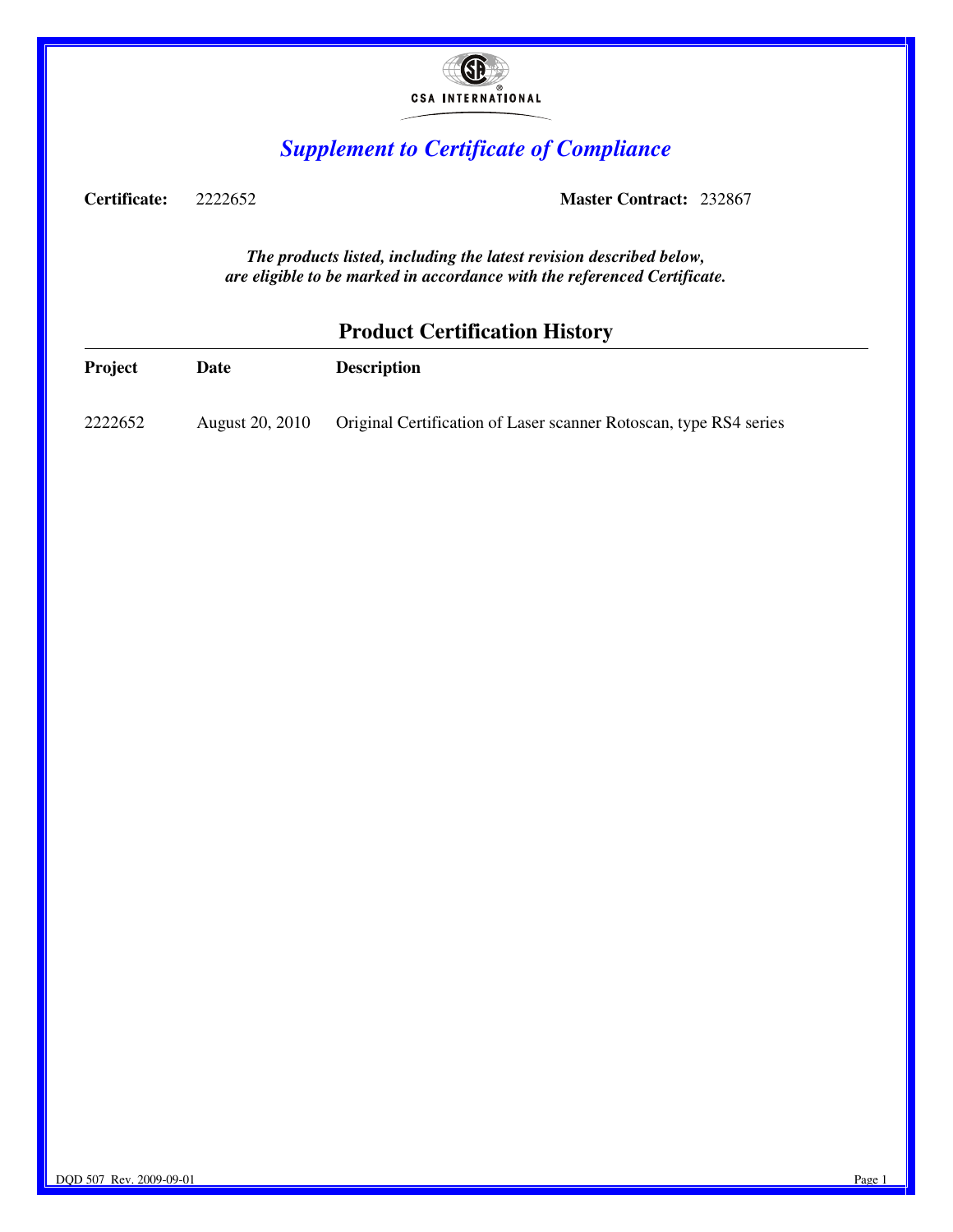CSA INTERNATIONAL

## *Supplement to Certificate of Compliance*

**Certificate:** 2222652 **Master Contract:** 232867

***The products listed, including the latest revision described below, are eligible to be marked in accordance with the referenced Certificate.***

### Product Certification History

| Project | Date | Description |
| --- | --- | --- |
| 2222652 | August 20, 2010 | Original Certification of Laser scanner Rotoscan, type RS4 series |

DQD 507 Rev. 2009-09-01